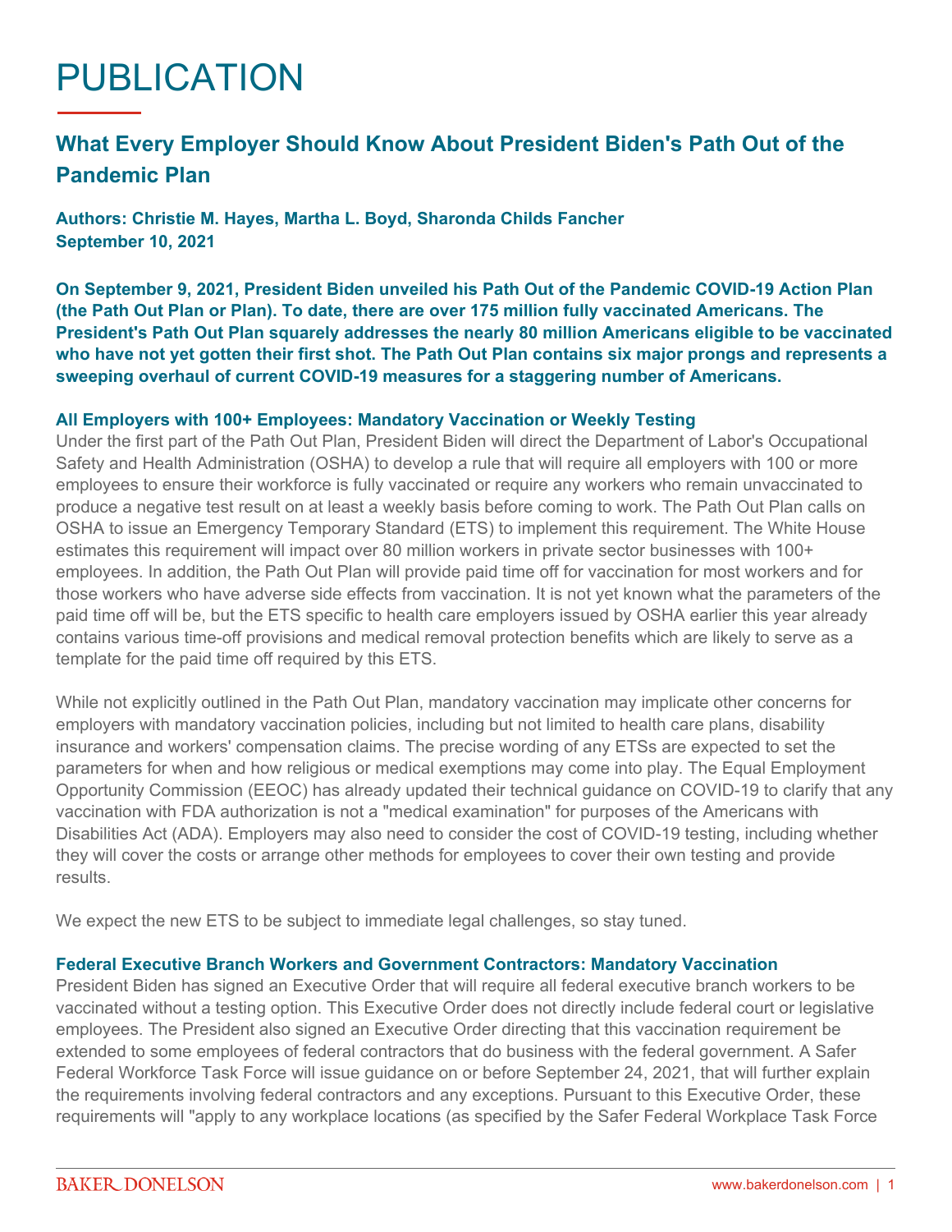# PUBLICATION

## What Every Employer Should Know About President Biden's Path Out of the Pandemic Plan

**Authors: Christie M. Hayes, Martha L. Boyd, Sharonda Childs Fancher**
**September 10, 2021**

**On September 9, 2021, President Biden unveiled his Path Out of the Pandemic COVID-19 Action Plan (the Path Out Plan or Plan). To date, there are over 175 million fully vaccinated Americans. The President's Path Out Plan squarely addresses the nearly 80 million Americans eligible to be vaccinated who have not yet gotten their first shot. The Path Out Plan contains six major prongs and represents a sweeping overhaul of current COVID-19 measures for a staggering number of Americans.**

### All Employers with 100+ Employees: Mandatory Vaccination or Weekly Testing

Under the first part of the Path Out Plan, President Biden will direct the Department of Labor's Occupational Safety and Health Administration (OSHA) to develop a rule that will require all employers with 100 or more employees to ensure their workforce is fully vaccinated or require any workers who remain unvaccinated to produce a negative test result on at least a weekly basis before coming to work. The Path Out Plan calls on OSHA to issue an Emergency Temporary Standard (ETS) to implement this requirement. The White House estimates this requirement will impact over 80 million workers in private sector businesses with 100+ employees. In addition, the Path Out Plan will provide paid time off for vaccination for most workers and for those workers who have adverse side effects from vaccination. It is not yet known what the parameters of the paid time off will be, but the ETS specific to health care employers issued by OSHA earlier this year already contains various time-off provisions and medical removal protection benefits which are likely to serve as a template for the paid time off required by this ETS.

While not explicitly outlined in the Path Out Plan, mandatory vaccination may implicate other concerns for employers with mandatory vaccination policies, including but not limited to health care plans, disability insurance and workers' compensation claims. The precise wording of any ETSs are expected to set the parameters for when and how religious or medical exemptions may come into play. The Equal Employment Opportunity Commission (EEOC) has already updated their technical guidance on COVID-19 to clarify that any vaccination with FDA authorization is not a "medical examination" for purposes of the Americans with Disabilities Act (ADA). Employers may also need to consider the cost of COVID-19 testing, including whether they will cover the costs or arrange other methods for employees to cover their own testing and provide results.

We expect the new ETS to be subject to immediate legal challenges, so stay tuned.

### Federal Executive Branch Workers and Government Contractors: Mandatory Vaccination

President Biden has signed an Executive Order that will require all federal executive branch workers to be vaccinated without a testing option. This Executive Order does not directly include federal court or legislative employees. The President also signed an Executive Order directing that this vaccination requirement be extended to some employees of federal contractors that do business with the federal government. A Safer Federal Workforce Task Force will issue guidance on or before September 24, 2021, that will further explain the requirements involving federal contractors and any exceptions. Pursuant to this Executive Order, these requirements will "apply to any workplace locations (as specified by the Safer Federal Workplace Task Force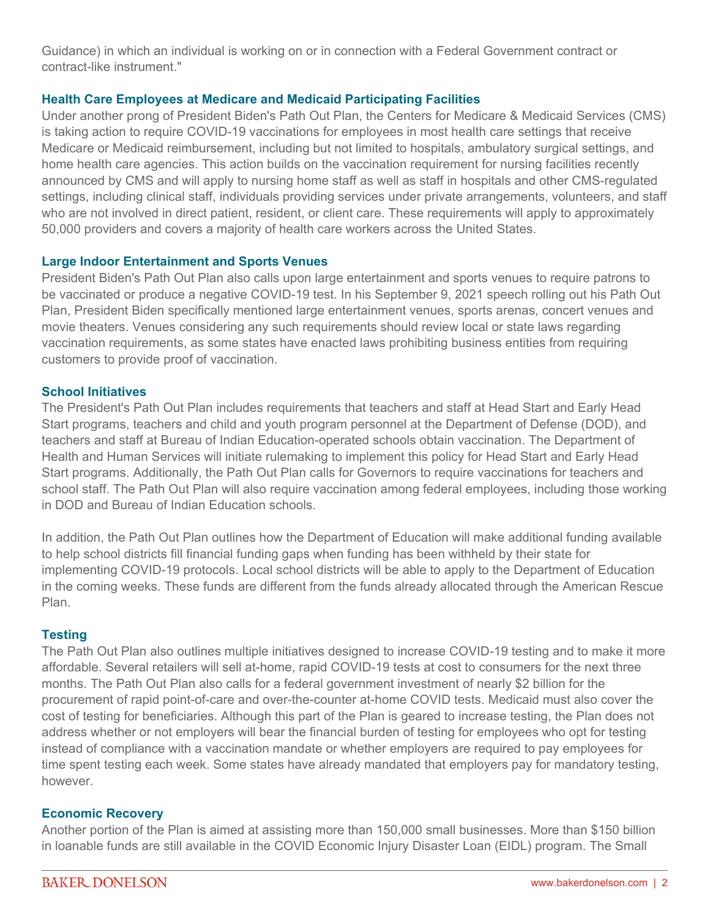Guidance) in which an individual is working on or in connection with a Federal Government contract or contract-like instrument."

### Health Care Employees at Medicare and Medicaid Participating Facilities

Under another prong of President Biden's Path Out Plan, the Centers for Medicare & Medicaid Services (CMS) is taking action to require COVID-19 vaccinations for employees in most health care settings that receive Medicare or Medicaid reimbursement, including but not limited to hospitals, ambulatory surgical settings, and home health care agencies. This action builds on the vaccination requirement for nursing facilities recently announced by CMS and will apply to nursing home staff as well as staff in hospitals and other CMS-regulated settings, including clinical staff, individuals providing services under private arrangements, volunteers, and staff who are not involved in direct patient, resident, or client care. These requirements will apply to approximately 50,000 providers and covers a majority of health care workers across the United States.

### Large Indoor Entertainment and Sports Venues

President Biden's Path Out Plan also calls upon large entertainment and sports venues to require patrons to be vaccinated or produce a negative COVID-19 test. In his September 9, 2021 speech rolling out his Path Out Plan, President Biden specifically mentioned large entertainment venues, sports arenas, concert venues and movie theaters. Venues considering any such requirements should review local or state laws regarding vaccination requirements, as some states have enacted laws prohibiting business entities from requiring customers to provide proof of vaccination.

### School Initiatives

The President's Path Out Plan includes requirements that teachers and staff at Head Start and Early Head Start programs, teachers and child and youth program personnel at the Department of Defense (DOD), and teachers and staff at Bureau of Indian Education-operated schools obtain vaccination. The Department of Health and Human Services will initiate rulemaking to implement this policy for Head Start and Early Head Start programs. Additionally, the Path Out Plan calls for Governors to require vaccinations for teachers and school staff. The Path Out Plan will also require vaccination among federal employees, including those working in DOD and Bureau of Indian Education schools.

In addition, the Path Out Plan outlines how the Department of Education will make additional funding available to help school districts fill financial funding gaps when funding has been withheld by their state for implementing COVID-19 protocols. Local school districts will be able to apply to the Department of Education in the coming weeks. These funds are different from the funds already allocated through the American Rescue Plan.

### Testing

The Path Out Plan also outlines multiple initiatives designed to increase COVID-19 testing and to make it more affordable. Several retailers will sell at-home, rapid COVID-19 tests at cost to consumers for the next three months. The Path Out Plan also calls for a federal government investment of nearly $2 billion for the procurement of rapid point-of-care and over-the-counter at-home COVID tests. Medicaid must also cover the cost of testing for beneficiaries. Although this part of the Plan is geared to increase testing, the Plan does not address whether or not employers will bear the financial burden of testing for employees who opt for testing instead of compliance with a vaccination mandate or whether employers are required to pay employees for time spent testing each week. Some states have already mandated that employers pay for mandatory testing, however.

### Economic Recovery

Another portion of the Plan is aimed at assisting more than 150,000 small businesses. More than $150 billion in loanable funds are still available in the COVID Economic Injury Disaster Loan (EIDL) program. The Small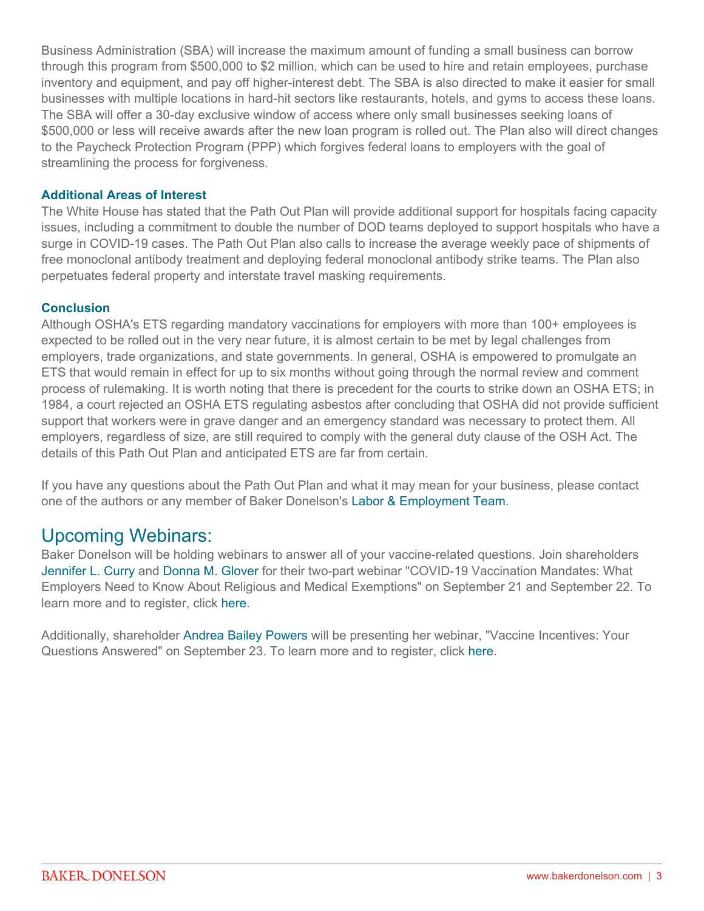Business Administration (SBA) will increase the maximum amount of funding a small business can borrow through this program from $500,000 to $2 million, which can be used to hire and retain employees, purchase inventory and equipment, and pay off higher-interest debt. The SBA is also directed to make it easier for small businesses with multiple locations in hard-hit sectors like restaurants, hotels, and gyms to access these loans. The SBA will offer a 30-day exclusive window of access where only small businesses seeking loans of $500,000 or less will receive awards after the new loan program is rolled out. The Plan also will direct changes to the Paycheck Protection Program (PPP) which forgives federal loans to employers with the goal of streamlining the process for forgiveness.

**Additional Areas of Interest**

The White House has stated that the Path Out Plan will provide additional support for hospitals facing capacity issues, including a commitment to double the number of DOD teams deployed to support hospitals who have a surge in COVID-19 cases. The Path Out Plan also calls to increase the average weekly pace of shipments of free monoclonal antibody treatment and deploying federal monoclonal antibody strike teams. The Plan also perpetuates federal property and interstate travel masking requirements.

**Conclusion**

Although OSHA's ETS regarding mandatory vaccinations for employers with more than 100+ employees is expected to be rolled out in the very near future, it is almost certain to be met by legal challenges from employers, trade organizations, and state governments. In general, OSHA is empowered to promulgate an ETS that would remain in effect for up to six months without going through the normal review and comment process of rulemaking. It is worth noting that there is precedent for the courts to strike down an OSHA ETS; in 1984, a court rejected an OSHA ETS regulating asbestos after concluding that OSHA did not provide sufficient support that workers were in grave danger and an emergency standard was necessary to protect them. All employers, regardless of size, are still required to comply with the general duty clause of the OSH Act. The details of this Path Out Plan and anticipated ETS are far from certain.

If you have any questions about the Path Out Plan and what it may mean for your business, please contact one of the authors or any member of Baker Donelson's Labor & Employment Team.

## Upcoming Webinars:

Baker Donelson will be holding webinars to answer all of your vaccine-related questions. Join shareholders Jennifer L. Curry and Donna M. Glover for their two-part webinar "COVID-19 Vaccination Mandates: What Employers Need to Know About Religious and Medical Exemptions" on September 21 and September 22. To learn more and to register, click here.

Additionally, shareholder Andrea Bailey Powers will be presenting her webinar, "Vaccine Incentives: Your Questions Answered" on September 23. To learn more and to register, click here.